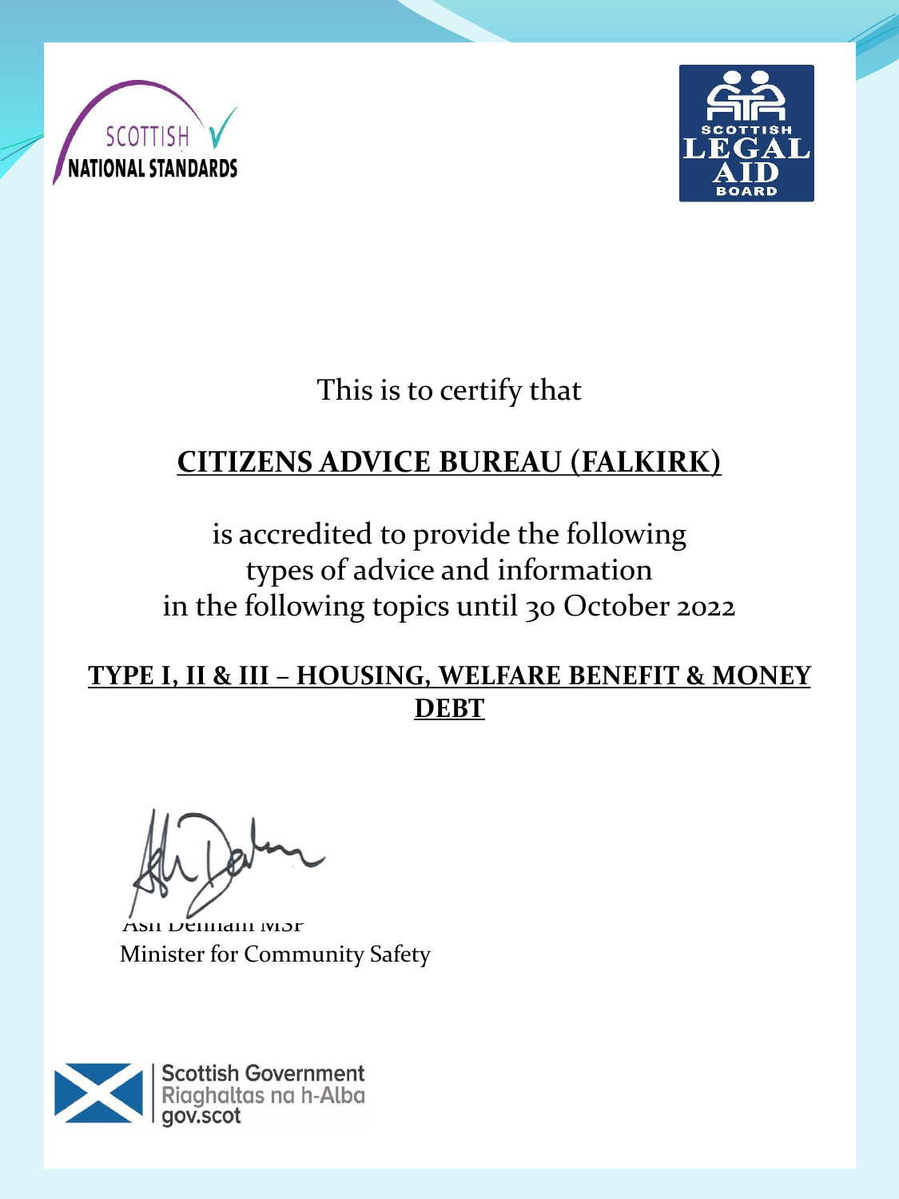SCOTTISH NATIONAL STANDARDS

SCOTTISH LEGAL AID BOARD

This is to certify that

**CITIZENS ADVICE BUREAU (FALKIRK)**

is accredited to provide the following types of advice and information in the following topics until 30 October 2022

**TYPE I, II & III – HOUSING, WELFARE BENEFIT & MONEY DEBT**

Ash Denham MSP
Minister for Community Safety

Scottish Government
Riaghaltas na h-Alba
gov.scot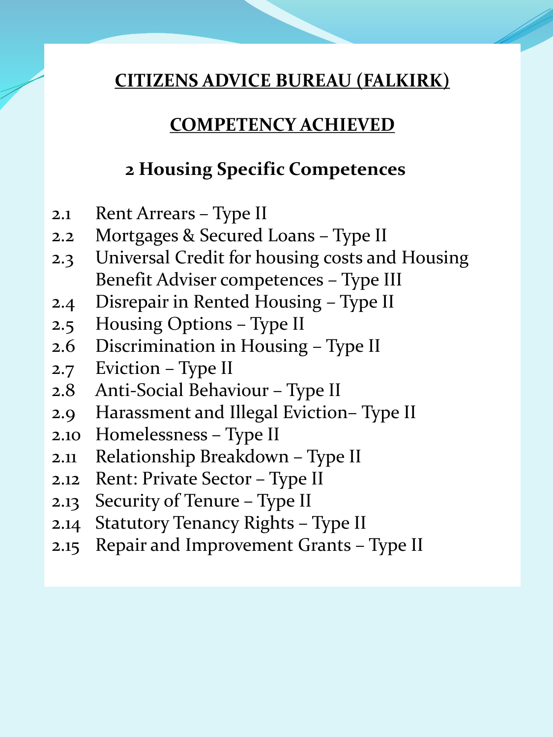# CITIZENS ADVICE BUREAU (FALKIRK)

## COMPETENCY ACHIEVED

### 2 Housing Specific Competences

2.1 Rent Arrears – Type II
2.2 Mortgages & Secured Loans – Type II
2.3 Universal Credit for housing costs and Housing Benefit Adviser competences – Type III
2.4 Disrepair in Rented Housing – Type II
2.5 Housing Options – Type II
2.6 Discrimination in Housing – Type II
2.7 Eviction – Type II
2.8 Anti-Social Behaviour – Type II
2.9 Harassment and Illegal Eviction– Type II
2.10 Homelessness – Type II
2.11 Relationship Breakdown – Type II
2.12 Rent: Private Sector – Type II
2.13 Security of Tenure – Type II
2.14 Statutory Tenancy Rights – Type II
2.15 Repair and Improvement Grants – Type II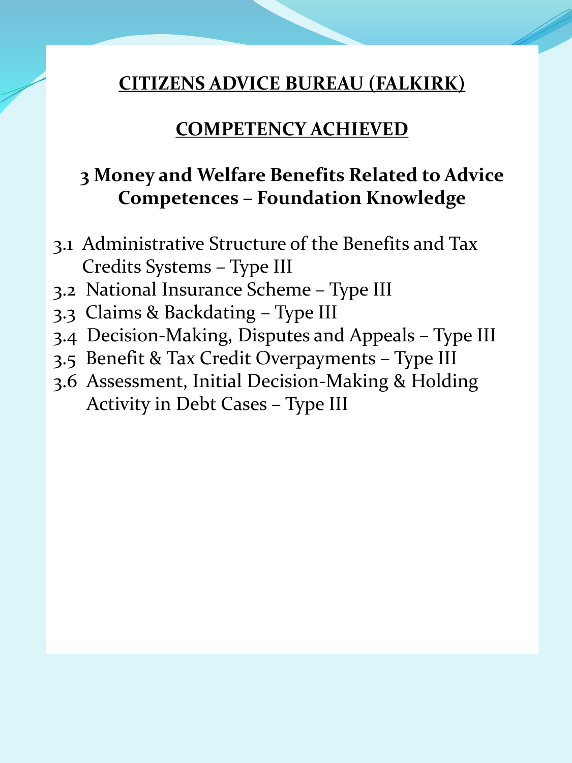## CITIZENS ADVICE BUREAU (FALKIRK)

## COMPETENCY ACHIEVED

### 3 Money and Welfare Benefits Related to Advice Competences – Foundation Knowledge

3.1 Administrative Structure of the Benefits and Tax Credits Systems – Type III
3.2 National Insurance Scheme – Type III
3.3 Claims & Backdating – Type III
3.4 Decision-Making, Disputes and Appeals – Type III
3.5 Benefit & Tax Credit Overpayments – Type III
3.6 Assessment, Initial Decision-Making & Holding Activity in Debt Cases – Type III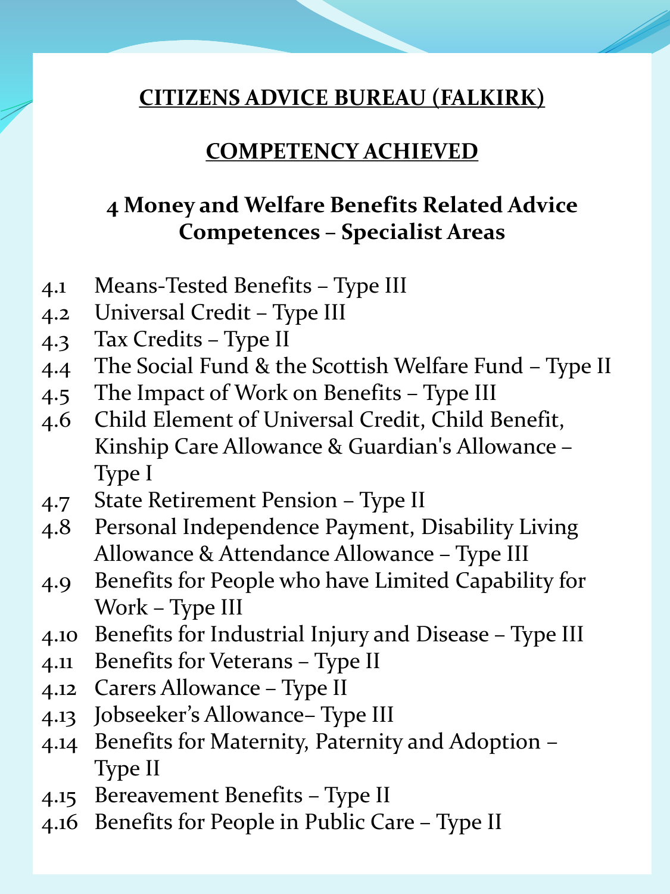## CITIZENS ADVICE BUREAU (FALKIRK)

## COMPETENCY ACHIEVED

### 4 Money and Welfare Benefits Related Advice Competences – Specialist Areas

- 4.1 Means-Tested Benefits – Type III
- 4.2 Universal Credit – Type III
- 4.3 Tax Credits – Type II
- 4.4 The Social Fund & the Scottish Welfare Fund – Type II
- 4.5 The Impact of Work on Benefits – Type III
- 4.6 Child Element of Universal Credit, Child Benefit, Kinship Care Allowance & Guardian's Allowance – Type I
- 4.7 State Retirement Pension – Type II
- 4.8 Personal Independence Payment, Disability Living Allowance & Attendance Allowance – Type III
- 4.9 Benefits for People who have Limited Capability for Work – Type III
- 4.10 Benefits for Industrial Injury and Disease – Type III
- 4.11 Benefits for Veterans – Type II
- 4.12 Carers Allowance – Type II
- 4.13 Jobseeker's Allowance– Type III
- 4.14 Benefits for Maternity, Paternity and Adoption – Type II
- 4.15 Bereavement Benefits – Type II
- 4.16 Benefits for People in Public Care – Type II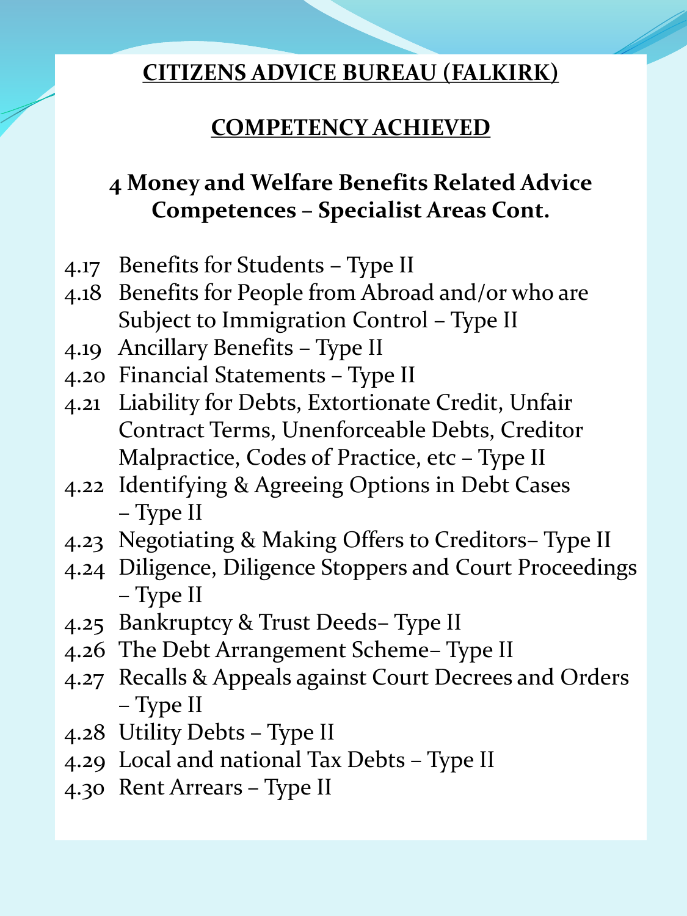# CITIZENS ADVICE BUREAU (FALKIRK)

## COMPETENCY ACHIEVED

### 4 Money and Welfare Benefits Related Advice Competences – Specialist Areas Cont.

4.17 Benefits for Students – Type II
4.18 Benefits for People from Abroad and/or who are Subject to Immigration Control – Type II
4.19 Ancillary Benefits – Type II
4.20 Financial Statements – Type II
4.21 Liability for Debts, Extortionate Credit, Unfair Contract Terms, Unenforceable Debts, Creditor Malpractice, Codes of Practice, etc – Type II
4.22 Identifying & Agreeing Options in Debt Cases – Type II
4.23 Negotiating & Making Offers to Creditors– Type II
4.24 Diligence, Diligence Stoppers and Court Proceedings – Type II
4.25 Bankruptcy & Trust Deeds– Type II
4.26 The Debt Arrangement Scheme– Type II
4.27 Recalls & Appeals against Court Decrees and Orders – Type II
4.28 Utility Debts – Type II
4.29 Local and national Tax Debts – Type II
4.30 Rent Arrears – Type II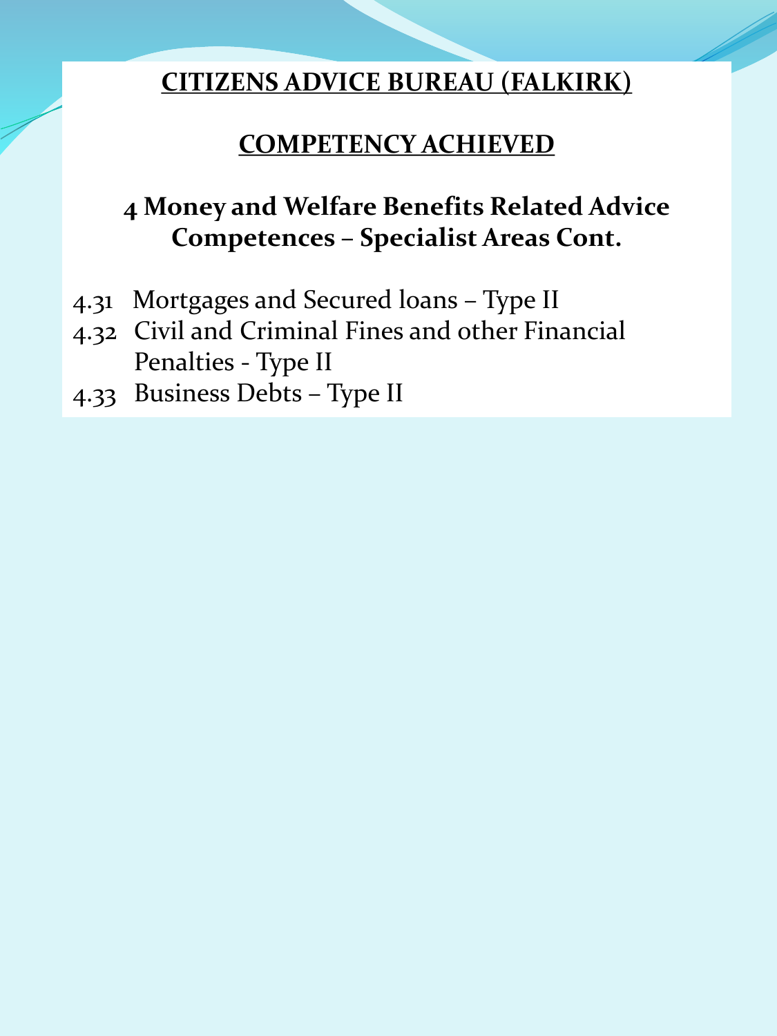# CITIZENS ADVICE BUREAU (FALKIRK)

## COMPETENCY ACHIEVED

### 4 Money and Welfare Benefits Related Advice Competences – Specialist Areas Cont.

4.31 Mortgages and Secured loans – Type II
4.32 Civil and Criminal Fines and other Financial Penalties - Type II
4.33 Business Debts – Type II